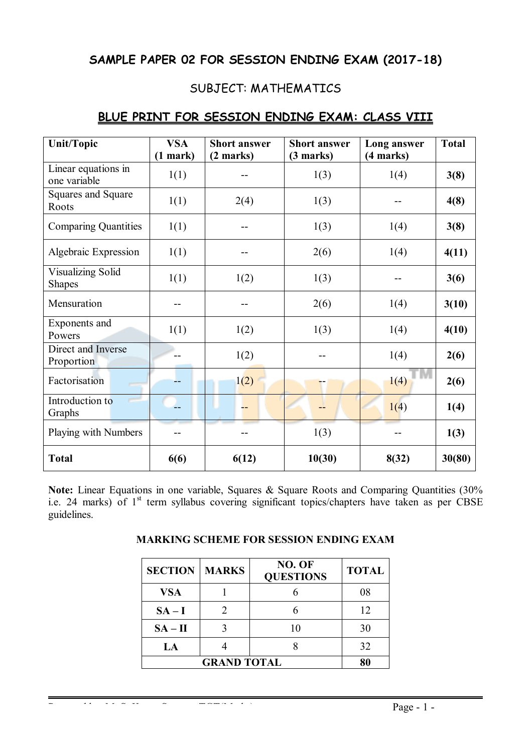# SAMPLE PAPER 02 FOR SESSION ENDING EXAM (2017-18)

## SUBJECT: MATHEMATICS

## BLUE PRINT FOR SESSION ENDING EXAM: CLASS VIII

| Unit/Topic | VSA (1 mark) | Short answer (2 marks) | Short answer (3 marks) | Long answer (4 marks) | Total |
|---|---|---|---|---|---|
| Linear equations in one variable | 1(1) | -- | 1(3) | 1(4) | **3(8)** |
| Squares and Square Roots | 1(1) | 2(4) | 1(3) | -- | **4(8)** |
| Comparing Quantities | 1(1) | -- | 1(3) | 1(4) | **3(8)** |
| Algebraic Expression | 1(1) | -- | 2(6) | 1(4) | **4(11)** |
| Visualizing Solid Shapes | 1(1) | 1(2) | 1(3) | -- | **3(6)** |
| Mensuration | -- | -- | 2(6) | 1(4) | **3(10)** |
| Exponents and Powers | 1(1) | 1(2) | 1(3) | 1(4) | **4(10)** |
| Direct and Inverse Proportion | -- | 1(2) | -- | 1(4) | **2(6)** |
| Factorisation | -- | 1(2) | -- | 1(4) | **2(6)** |
| Introduction to Graphs | -- | -- | -- | 1(4) | **1(4)** |
| Playing with Numbers | -- | -- | 1(3) | -- | **1(3)** |
| **Total** | **6(6)** | **6(12)** | **10(30)** | **8(32)** | **30(80)** |

**Note:** Linear Equations in one variable, Squares & Square Roots and Comparing Quantities (30% i.e. 24 marks) of 1st term syllabus covering significant topics/chapters have taken as per CBSE guidelines.

### MARKING SCHEME FOR SESSION ENDING EXAM

| SECTION | MARKS | NO. OF QUESTIONS | TOTAL |
|---|---|---|---|
| **VSA** | 1 | 6 | 08 |
| **SA – I** | 2 | 6 | 12 |
| **SA – II** | 3 | 10 | 30 |
| **LA** | 4 | 8 | 32 |
| **GRAND TOTAL** | | | **80** |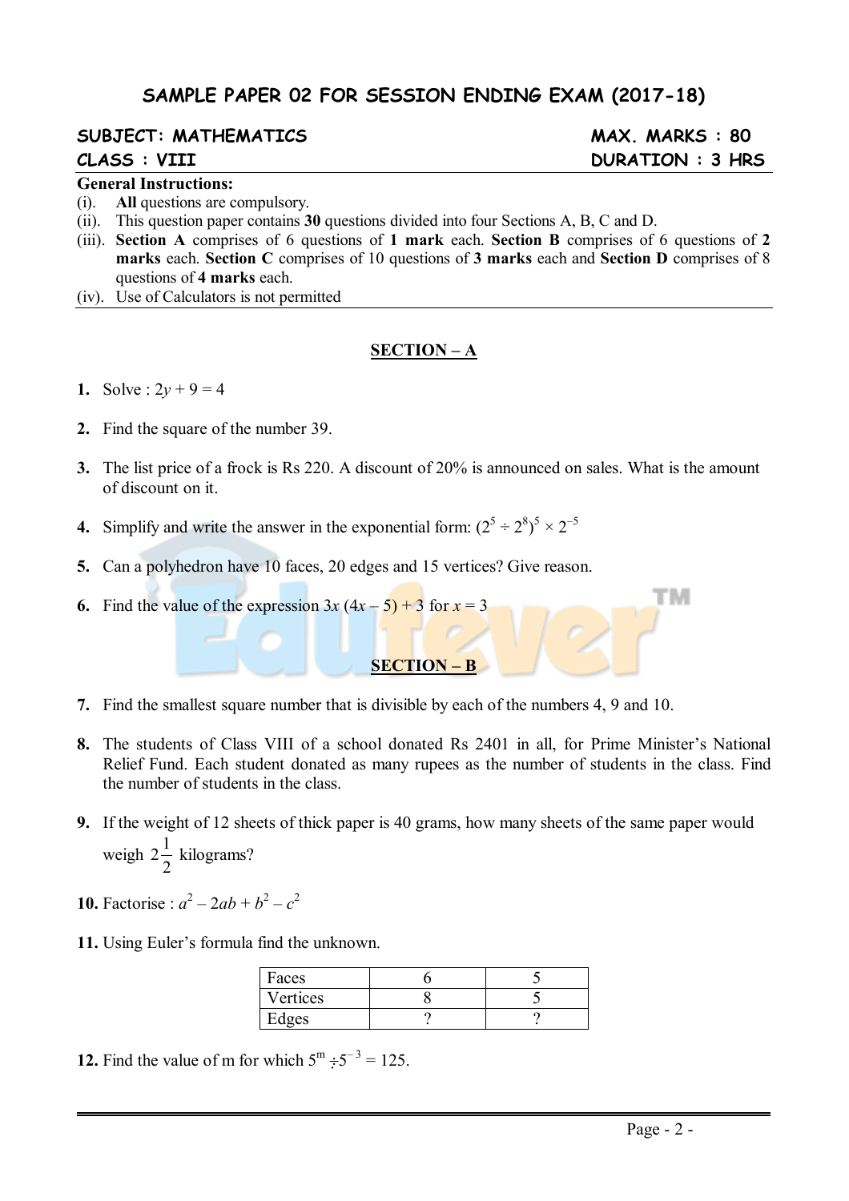# SAMPLE PAPER 02 FOR SESSION ENDING EXAM (2017-18)

**SUBJECT: MATHEMATICS** **MAX. MARKS : 80**

**CLASS : VIII** **DURATION : 3 HRS**

**General Instructions:**

(i). **All** questions are compulsory.

(ii). This question paper contains **30** questions divided into four Sections A, B, C and D.

(iii). **Section A** comprises of 6 questions of **1 mark** each. **Section B** comprises of 6 questions of **2 marks** each. **Section C** comprises of 10 questions of **3 marks** each and **Section D** comprises of 8 questions of **4 marks** each.

(iv). Use of Calculators is not permitted

## SECTION – A

**1.** Solve : $2y + 9 = 4$

**2.** Find the square of the number 39.

**3.** The list price of a frock is Rs 220. A discount of 20% is announced on sales. What is the amount of discount on it.

**4.** Simplify and write the answer in the exponential form: $(2^5 \div 2^8)^5 \times 2^{-5}$

**5.** Can a polyhedron have 10 faces, 20 edges and 15 vertices? Give reason.

**6.** Find the value of the expression $3x(4x - 5) + 3$ for $x = 3$

## SECTION – B

**7.** Find the smallest square number that is divisible by each of the numbers 4, 9 and 10.

**8.** The students of Class VIII of a school donated Rs 2401 in all, for Prime Minister's National Relief Fund. Each student donated as many rupees as the number of students in the class. Find the number of students in the class.

**9.** If the weight of 12 sheets of thick paper is 40 grams, how many sheets of the same paper would weigh $2\frac{1}{2}$ kilograms?

**10.** Factorise : $a^2 - 2ab + b^2 - c^2$

**11.** Using Euler's formula find the unknown.

| Faces | 6 | 5 |
|---|---|---|
| Vertices | 8 | 5 |
| Edges | ? | ? |

**12.** Find the value of m for which $5^m \div 5^{-3} = 125$.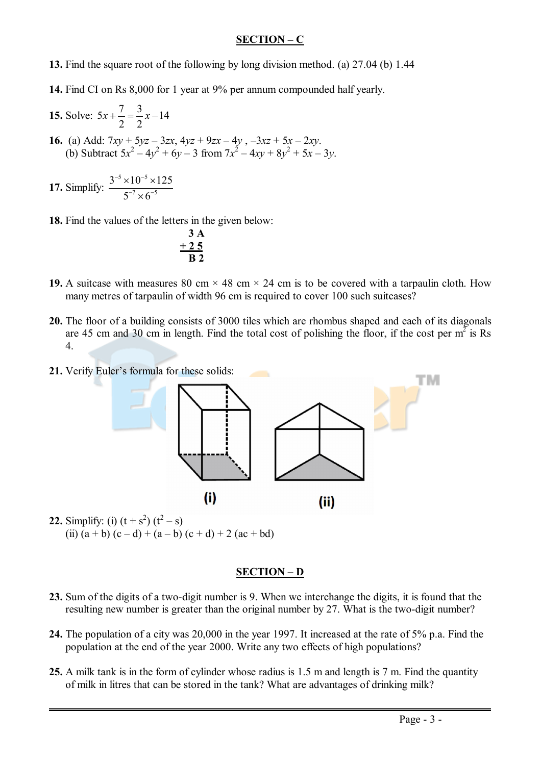## SECTION – C

**13.** Find the square root of the following by long division method. (a) 27.04 (b) 1.44

**14.** Find CI on Rs 8,000 for 1 year at 9% per annum compounded half yearly.

**15.** Solve: $5x + \frac{7}{2} = \frac{3}{2}x - 14$

**16.** (a) Add: $7xy + 5yz - 3zx$, $4yz + 9zx - 4y$ , $-3xz + 5x - 2xy$.
(b) Subtract $5x^2 - 4y^2 + 6y - 3$ from $7x^2 - 4xy + 8y^2 + 5x - 3y$.

**17.** Simplify: $\dfrac{3^{-5} \times 10^{-5} \times 125}{5^{-7} \times 6^{-5}}$

**18.** Find the values of the letters in the given below:

```
  3 A
+ 2 5
-----
  B 2
```

**19.** A suitcase with measures 80 cm × 48 cm × 24 cm is to be covered with a tarpaulin cloth. How many metres of tarpaulin of width 96 cm is required to cover 100 such suitcases?

**20.** The floor of a building consists of 3000 tiles which are rhombus shaped and each of its diagonals are 45 cm and 30 cm in length. Find the total cost of polishing the floor, if the cost per $m^2$ is Rs 4.

**21.** Verify Euler's formula for these solids:

(i) (ii)

**22.** Simplify: (i) $(t + s^2)(t^2 - s)$
(ii) $(a + b)(c - d) + (a - b)(c + d) + 2(ac + bd)$

## SECTION – D

**23.** Sum of the digits of a two-digit number is 9. When we interchange the digits, it is found that the resulting new number is greater than the original number by 27. What is the two-digit number?

**24.** The population of a city was 20,000 in the year 1997. It increased at the rate of 5% p.a. Find the population at the end of the year 2000. Write any two effects of high populations?

**25.** A milk tank is in the form of cylinder whose radius is 1.5 m and length is 7 m. Find the quantity of milk in litres that can be stored in the tank? What are advantages of drinking milk?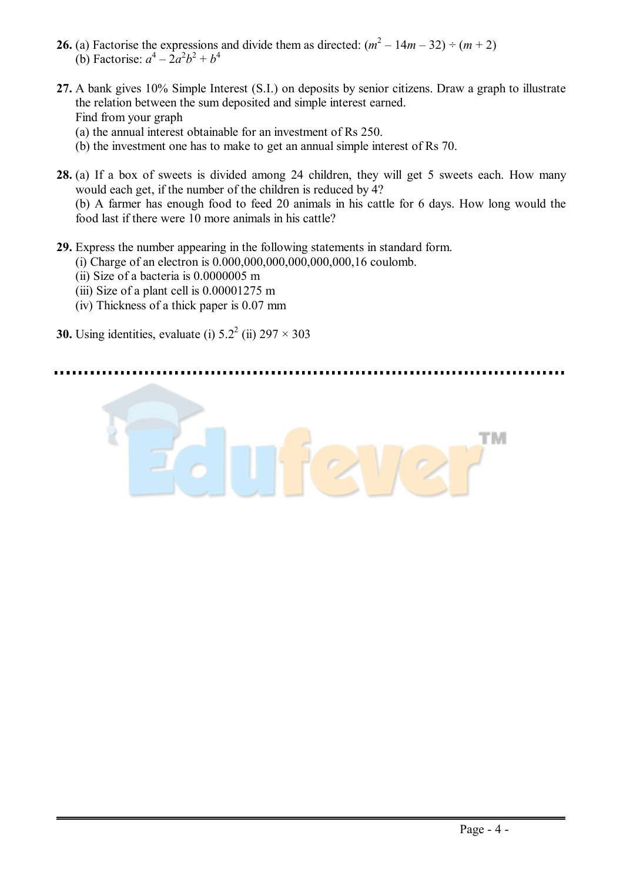**26.** (a) Factorise the expressions and divide them as directed: $(m^2 - 14m - 32) \div (m + 2)$

(b) Factorise: $a^4 - 2a^2b^2 + b^4$

**27.** A bank gives 10% Simple Interest (S.I.) on deposits by senior citizens. Draw a graph to illustrate the relation between the sum deposited and simple interest earned.

Find from your graph

(a) the annual interest obtainable for an investment of Rs 250.

(b) the investment one has to make to get an annual simple interest of Rs 70.

**28.** (a) If a box of sweets is divided among 24 children, they will get 5 sweets each. How many would each get, if the number of the children is reduced by 4?

(b) A farmer has enough food to feed 20 animals in his cattle for 6 days. How long would the food last if there were 10 more animals in his cattle?

**29.** Express the number appearing in the following statements in standard form.

(i) Charge of an electron is 0.000,000,000,000,000,000,16 coulomb.

(ii) Size of a bacteria is 0.0000005 m

(iii) Size of a plant cell is 0.00001275 m

(iv) Thickness of a thick paper is 0.07 mm

**30.** Using identities, evaluate (i) $5.2^2$ (ii) $297 \times 303$